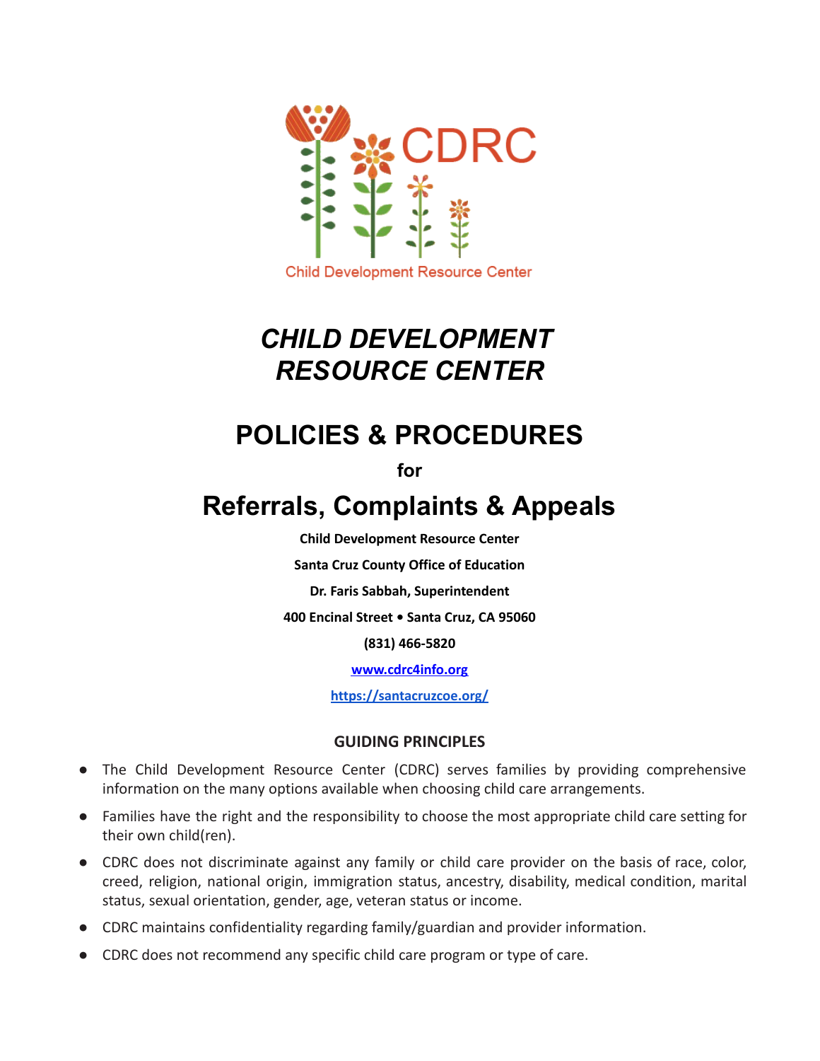CDRC

Child Development Resource Center

# *CHILD DEVELOPMENT RESOURCE CENTER*

# POLICIES & PROCEDURES

**for**

# Referrals, Complaints & Appeals

**Child Development Resource Center**

**Santa Cruz County Office of Education**

**Dr. Faris Sabbah, Superintendent**

**400 Encinal Street • Santa Cruz, CA 95060**

**(831) 466-5820**

**[www.cdrc4info.org](http://www.cdrc4info.org)**

**[https://santacruzcoe.org/](https://santacruzcoe.org/)**

## GUIDING PRINCIPLES

- The Child Development Resource Center (CDRC) serves families by providing comprehensive information on the many options available when choosing child care arrangements.
- Families have the right and the responsibility to choose the most appropriate child care setting for their own child(ren).
- CDRC does not discriminate against any family or child care provider on the basis of race, color, creed, religion, national origin, immigration status, ancestry, disability, medical condition, marital status, sexual orientation, gender, age, veteran status or income.
- CDRC maintains confidentiality regarding family/guardian and provider information.
- CDRC does not recommend any specific child care program or type of care.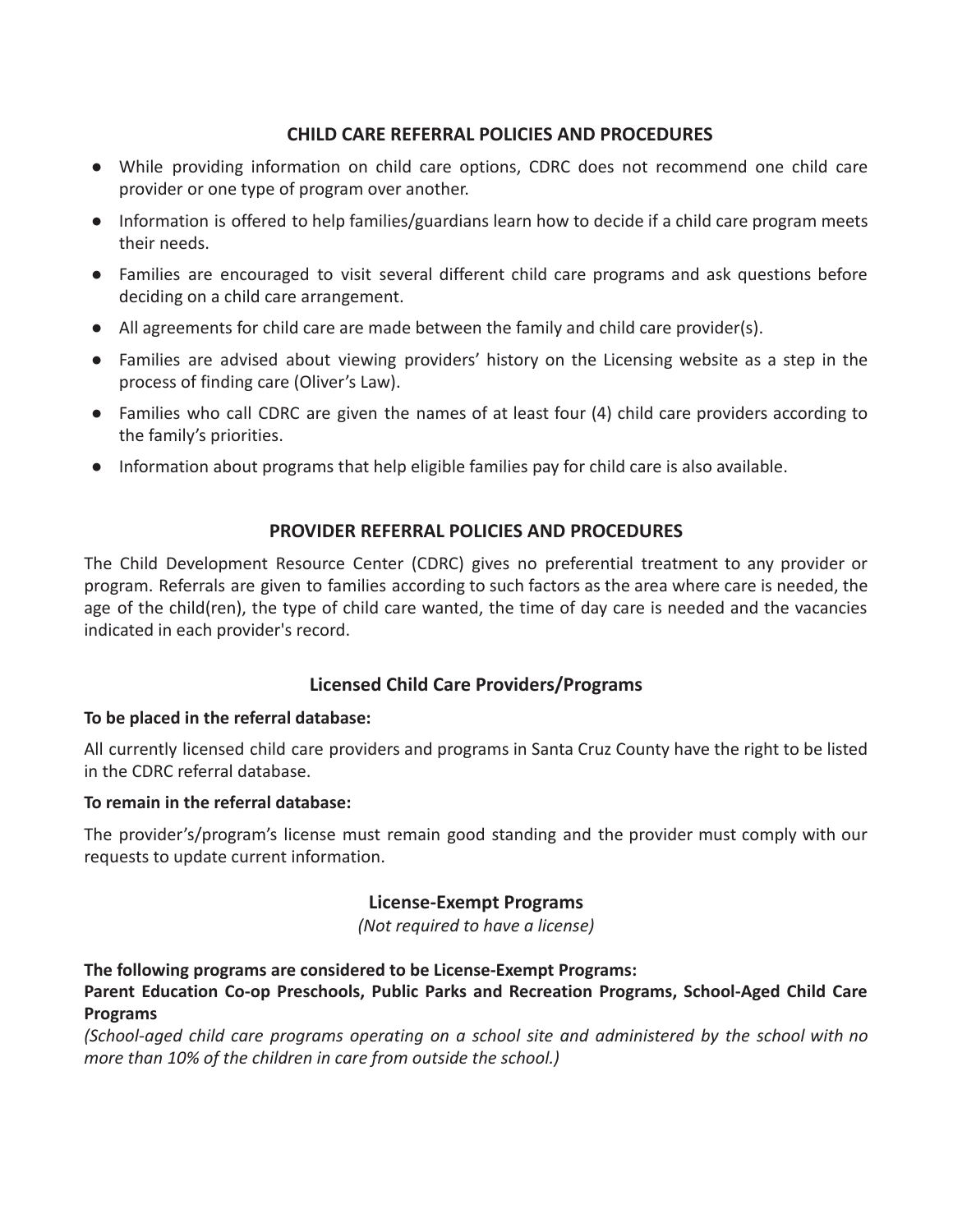## CHILD CARE REFERRAL POLICIES AND PROCEDURES

- While providing information on child care options, CDRC does not recommend one child care provider or one type of program over another.
- Information is offered to help families/guardians learn how to decide if a child care program meets their needs.
- Families are encouraged to visit several different child care programs and ask questions before deciding on a child care arrangement.
- All agreements for child care are made between the family and child care provider(s).
- Families are advised about viewing providers' history on the Licensing website as a step in the process of finding care (Oliver's Law).
- Families who call CDRC are given the names of at least four (4) child care providers according to the family's priorities.
- Information about programs that help eligible families pay for child care is also available.

## PROVIDER REFERRAL POLICIES AND PROCEDURES

The Child Development Resource Center (CDRC) gives no preferential treatment to any provider or program. Referrals are given to families according to such factors as the area where care is needed, the age of the child(ren), the type of child care wanted, the time of day care is needed and the vacancies indicated in each provider's record.

### Licensed Child Care Providers/Programs

**To be placed in the referral database:**

All currently licensed child care providers and programs in Santa Cruz County have the right to be listed in the CDRC referral database.

**To remain in the referral database:**

The provider's/program's license must remain good standing and the provider must comply with our requests to update current information.

### License-Exempt Programs

*(Not required to have a license)*

**The following programs are considered to be License-Exempt Programs:**
**Parent Education Co-op Preschools, Public Parks and Recreation Programs, School-Aged Child Care Programs**
*(School-aged child care programs operating on a school site and administered by the school with no more than 10% of the children in care from outside the school.)*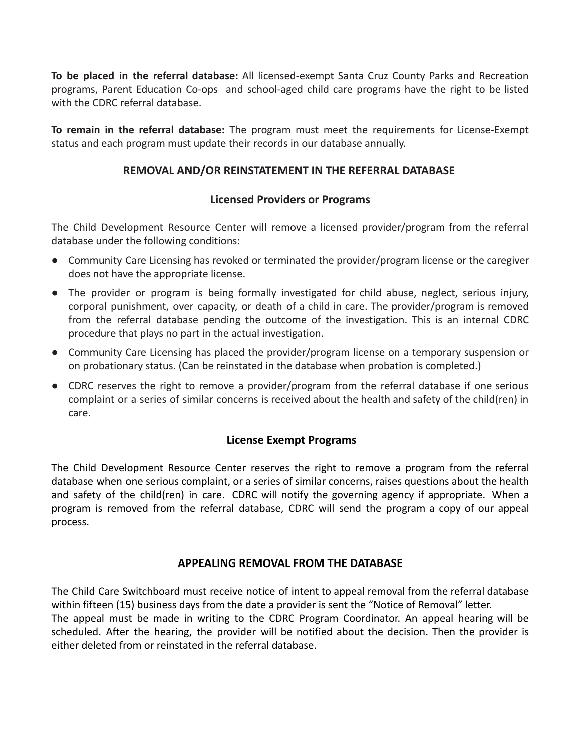**To be placed in the referral database:** All licensed-exempt Santa Cruz County Parks and Recreation programs, Parent Education Co-ops and school-aged child care programs have the right to be listed with the CDRC referral database.

**To remain in the referral database:** The program must meet the requirements for License-Exempt status and each program must update their records in our database annually.

## REMOVAL AND/OR REINSTATEMENT IN THE REFERRAL DATABASE

### Licensed Providers or Programs

The Child Development Resource Center will remove a licensed provider/program from the referral database under the following conditions:

- Community Care Licensing has revoked or terminated the provider/program license or the caregiver does not have the appropriate license.
- The provider or program is being formally investigated for child abuse, neglect, serious injury, corporal punishment, over capacity, or death of a child in care. The provider/program is removed from the referral database pending the outcome of the investigation. This is an internal CDRC procedure that plays no part in the actual investigation.
- Community Care Licensing has placed the provider/program license on a temporary suspension or on probationary status. (Can be reinstated in the database when probation is completed.)
- CDRC reserves the right to remove a provider/program from the referral database if one serious complaint or a series of similar concerns is received about the health and safety of the child(ren) in care.

### License Exempt Programs

The Child Development Resource Center reserves the right to remove a program from the referral database when one serious complaint, or a series of similar concerns, raises questions about the health and safety of the child(ren) in care. CDRC will notify the governing agency if appropriate. When a program is removed from the referral database, CDRC will send the program a copy of our appeal process.

## APPEALING REMOVAL FROM THE DATABASE

The Child Care Switchboard must receive notice of intent to appeal removal from the referral database within fifteen (15) business days from the date a provider is sent the "Notice of Removal" letter.
The appeal must be made in writing to the CDRC Program Coordinator. An appeal hearing will be scheduled. After the hearing, the provider will be notified about the decision. Then the provider is either deleted from or reinstated in the referral database.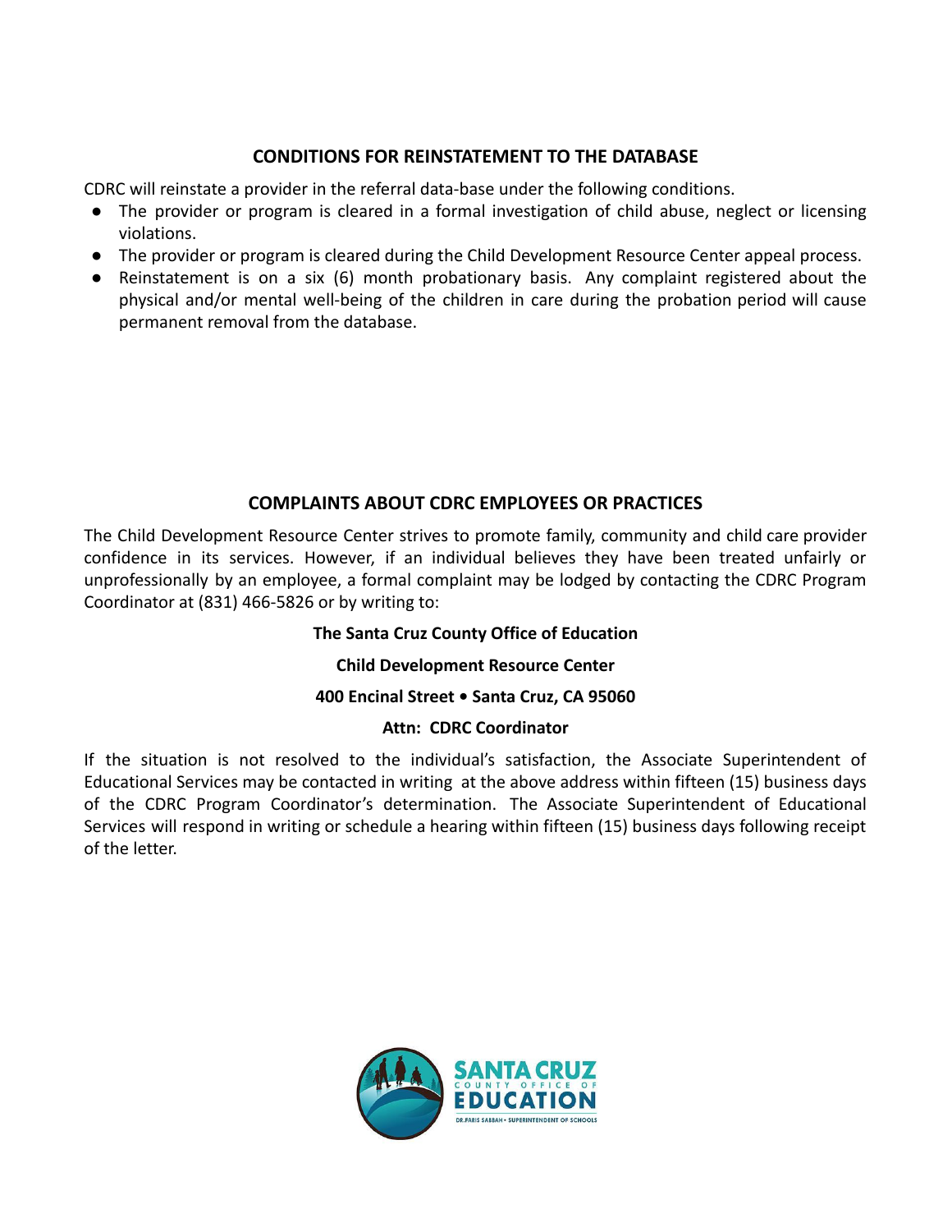## CONDITIONS FOR REINSTATEMENT TO THE DATABASE

CDRC will reinstate a provider in the referral data-base under the following conditions.

- The provider or program is cleared in a formal investigation of child abuse, neglect or licensing violations.
- The provider or program is cleared during the Child Development Resource Center appeal process.
- Reinstatement is on a six (6) month probationary basis. Any complaint registered about the physical and/or mental well-being of the children in care during the probation period will cause permanent removal from the database.

## COMPLAINTS ABOUT CDRC EMPLOYEES OR PRACTICES

The Child Development Resource Center strives to promote family, community and child care provider confidence in its services. However, if an individual believes they have been treated unfairly or unprofessionally by an employee, a formal complaint may be lodged by contacting the CDRC Program Coordinator at (831) 466-5826 or by writing to:

**The Santa Cruz County Office of Education**

**Child Development Resource Center**

**400 Encinal Street • Santa Cruz, CA 95060**

**Attn: CDRC Coordinator**

If the situation is not resolved to the individual's satisfaction, the Associate Superintendent of Educational Services may be contacted in writing at the above address within fifteen (15) business days of the CDRC Program Coordinator's determination. The Associate Superintendent of Educational Services will respond in writing or schedule a hearing within fifteen (15) business days following receipt of the letter.

SANTA CRUZ COUNTY OFFICE OF EDUCATION

DR. FARIS SABBAH • SUPERINTENDENT OF SCHOOLS